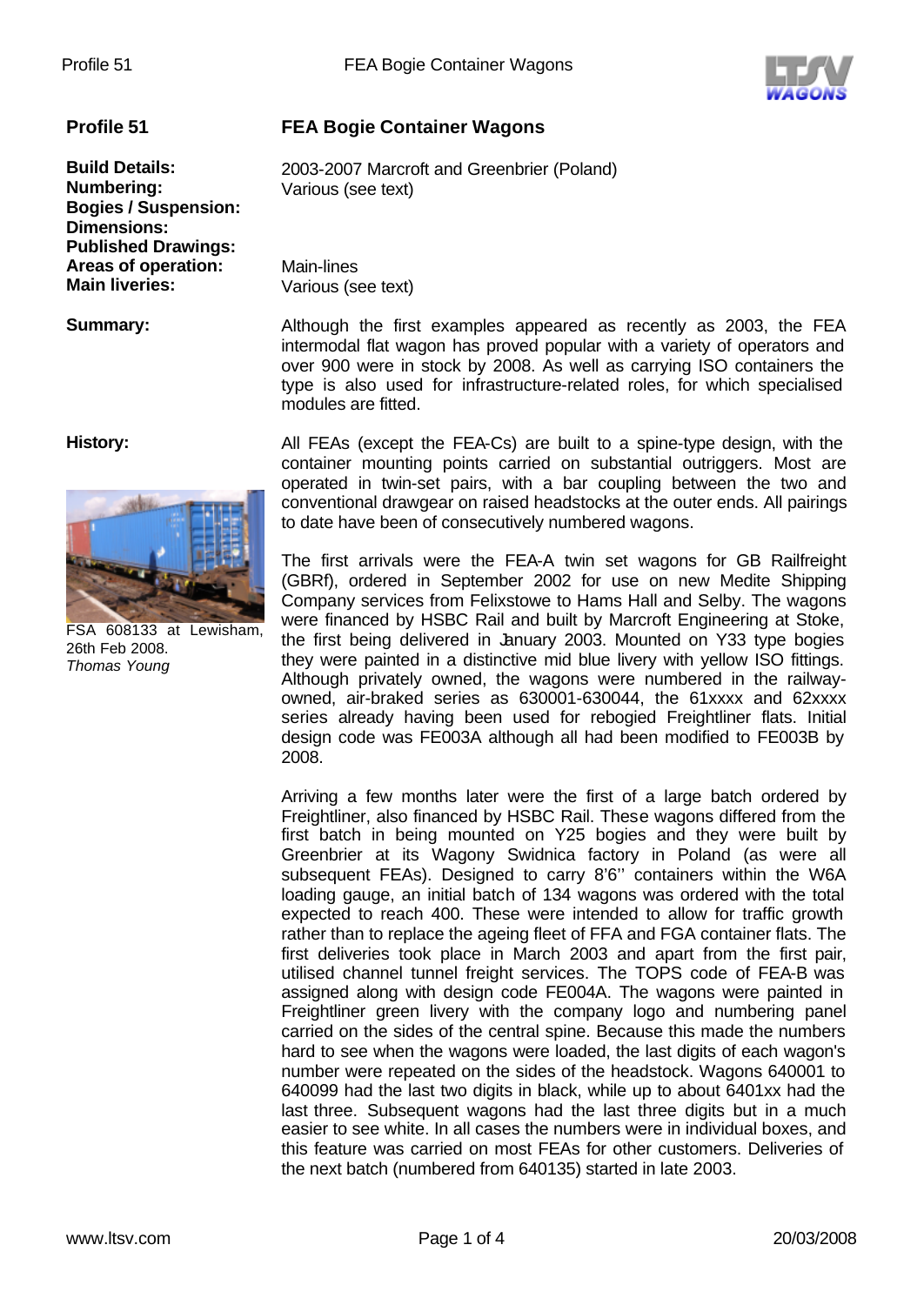## Profile 51 — FEA Bogie Container Wagons

**Build Details:** 2003-2007 Marcroft and Greenbrier (Poland)
**Numbering:** Various (see text)
**Bogies / Suspension:**
**Dimensions:**
**Published Drawings:**
**Areas of operation:** Main-lines
**Main liveries:** Various (see text)

**Summary:**

Although the first examples appeared as recently as 2003, the FEA intermodal flat wagon has proved popular with a variety of operators and over 900 were in stock by 2008. As well as carrying ISO containers the type is also used for infrastructure-related roles, for which specialised modules are fitted.

**History:**

FSA 608133 at Lewisham, 26th Feb 2008.
*Thomas Young*

All FEAs (except the FEA-Cs) are built to a spine-type design, with the container mounting points carried on substantial outriggers. Most are operated in twin-set pairs, with a bar coupling between the two and conventional drawgear on raised headstocks at the outer ends. All pairings to date have been of consecutively numbered wagons.

The first arrivals were the FEA-A twin set wagons for GB Railfreight (GBRf), ordered in September 2002 for use on new Medite Shipping Company services from Felixstowe to Hams Hall and Selby. The wagons were financed by HSBC Rail and built by Marcroft Engineering at Stoke, the first being delivered in January 2003. Mounted on Y33 type bogies they were painted in a distinctive mid blue livery with yellow ISO fittings. Although privately owned, the wagons were numbered in the railway-owned, air-braked series as 630001-630044, the 61xxxx and 62xxxx series already having been used for rebogied Freightliner flats. Initial design code was FE003A although all had been modified to FE003B by 2008.

Arriving a few months later were the first of a large batch ordered by Freightliner, also financed by HSBC Rail. These wagons differed from the first batch in being mounted on Y25 bogies and they were built by Greenbrier at its Wagony Swidnica factory in Poland (as were all subsequent FEAs). Designed to carry 8'6'' containers within the W6A loading gauge, an initial batch of 134 wagons was ordered with the total expected to reach 400. These were intended to allow for traffic growth rather than to replace the ageing fleet of FFA and FGA container flats. The first deliveries took place in March 2003 and apart from the first pair, utilised channel tunnel freight services. The TOPS code of FEA-B was assigned along with design code FE004A. The wagons were painted in Freightliner green livery with the company logo and numbering panel carried on the sides of the central spine. Because this made the numbers hard to see when the wagons were loaded, the last digits of each wagon's number were repeated on the sides of the headstock. Wagons 640001 to 640099 had the last two digits in black, while up to about 6401xx had the last three. Subsequent wagons had the last three digits but in a much easier to see white. In all cases the numbers were in individual boxes, and this feature was carried on most FEAs for other customers. Deliveries of the next batch (numbered from 640135) started in late 2003.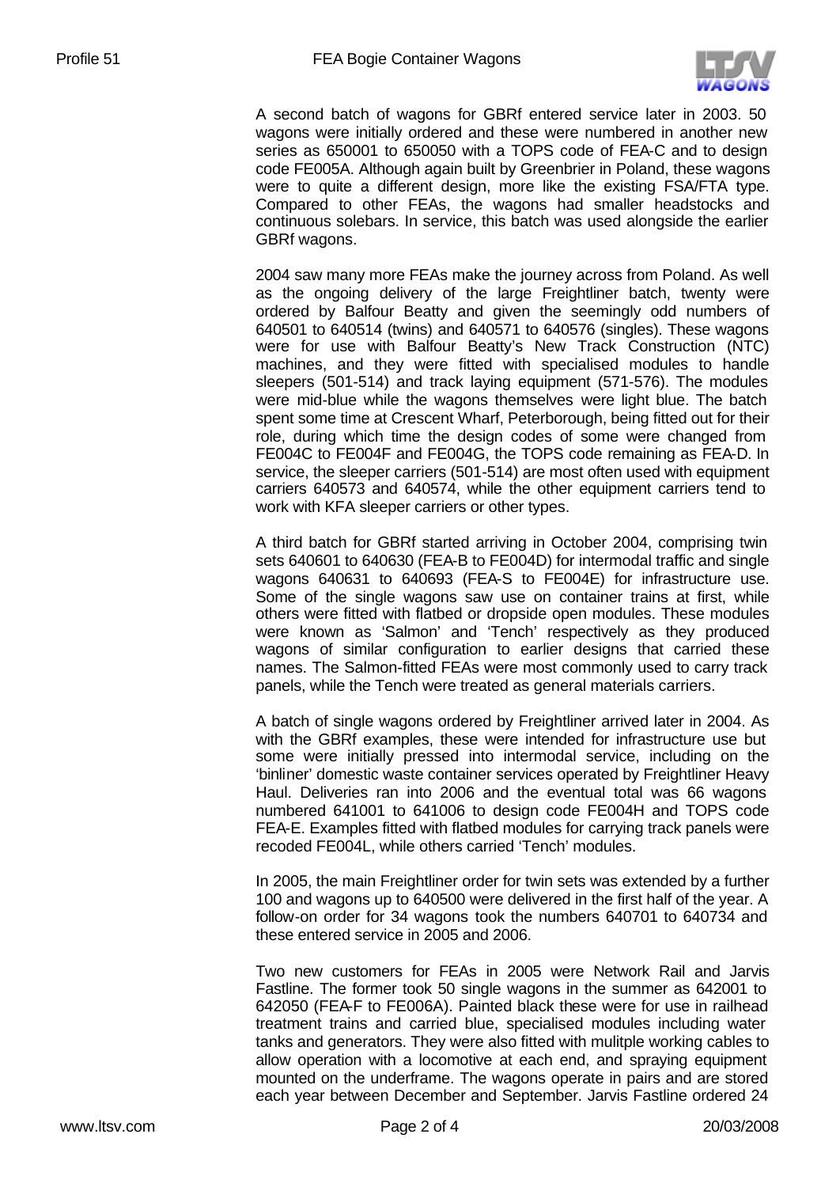A second batch of wagons for GBRf entered service later in 2003. 50 wagons were initially ordered and these were numbered in another new series as 650001 to 650050 with a TOPS code of FEA-C and to design code FE005A. Although again built by Greenbrier in Poland, these wagons were to quite a different design, more like the existing FSA/FTA type. Compared to other FEAs, the wagons had smaller headstocks and continuous solebars. In service, this batch was used alongside the earlier GBRf wagons.

2004 saw many more FEAs make the journey across from Poland. As well as the ongoing delivery of the large Freightliner batch, twenty were ordered by Balfour Beatty and given the seemingly odd numbers of 640501 to 640514 (twins) and 640571 to 640576 (singles). These wagons were for use with Balfour Beatty's New Track Construction (NTC) machines, and they were fitted with specialised modules to handle sleepers (501-514) and track laying equipment (571-576). The modules were mid-blue while the wagons themselves were light blue. The batch spent some time at Crescent Wharf, Peterborough, being fitted out for their role, during which time the design codes of some were changed from FE004C to FE004F and FE004G, the TOPS code remaining as FEA-D. In service, the sleeper carriers (501-514) are most often used with equipment carriers 640573 and 640574, while the other equipment carriers tend to work with KFA sleeper carriers or other types.

A third batch for GBRf started arriving in October 2004, comprising twin sets 640601 to 640630 (FEA-B to FE004D) for intermodal traffic and single wagons 640631 to 640693 (FEA-S to FE004E) for infrastructure use. Some of the single wagons saw use on container trains at first, while others were fitted with flatbed or dropside open modules. These modules were known as 'Salmon' and 'Tench' respectively as they produced wagons of similar configuration to earlier designs that carried these names. The Salmon-fitted FEAs were most commonly used to carry track panels, while the Tench were treated as general materials carriers.

A batch of single wagons ordered by Freightliner arrived later in 2004. As with the GBRf examples, these were intended for infrastructure use but some were initially pressed into intermodal service, including on the 'binliner' domestic waste container services operated by Freightliner Heavy Haul. Deliveries ran into 2006 and the eventual total was 66 wagons numbered 641001 to 641006 to design code FE004H and TOPS code FEA-E. Examples fitted with flatbed modules for carrying track panels were recoded FE004L, while others carried 'Tench' modules.

In 2005, the main Freightliner order for twin sets was extended by a further 100 and wagons up to 640500 were delivered in the first half of the year. A follow-on order for 34 wagons took the numbers 640701 to 640734 and these entered service in 2005 and 2006.

Two new customers for FEAs in 2005 were Network Rail and Jarvis Fastline. The former took 50 single wagons in the summer as 642001 to 642050 (FEA-F to FE006A). Painted black these were for use in railhead treatment trains and carried blue, specialised modules including water tanks and generators. They were also fitted with mulitple working cables to allow operation with a locomotive at each end, and spraying equipment mounted on the underframe. The wagons operate in pairs and are stored each year between December and September. Jarvis Fastline ordered 24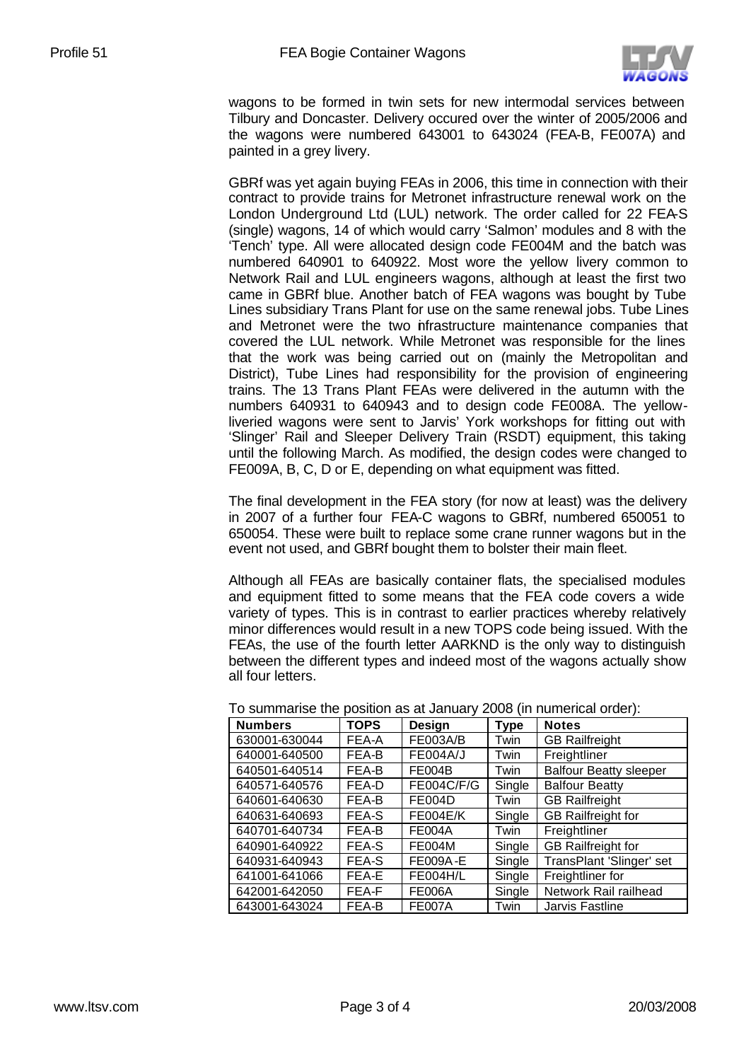wagons to be formed in twin sets for new intermodal services between Tilbury and Doncaster. Delivery occured over the winter of 2005/2006 and the wagons were numbered 643001 to 643024 (FEA-B, FE007A) and painted in a grey livery.

GBRf was yet again buying FEAs in 2006, this time in connection with their contract to provide trains for Metronet infrastructure renewal work on the London Underground Ltd (LUL) network. The order called for 22 FEA-S (single) wagons, 14 of which would carry 'Salmon' modules and 8 with the 'Tench' type. All were allocated design code FE004M and the batch was numbered 640901 to 640922. Most wore the yellow livery common to Network Rail and LUL engineers wagons, although at least the first two came in GBRf blue. Another batch of FEA wagons was bought by Tube Lines subsidiary Trans Plant for use on the same renewal jobs. Tube Lines and Metronet were the two infrastructure maintenance companies that covered the LUL network. While Metronet was responsible for the lines that the work was being carried out on (mainly the Metropolitan and District), Tube Lines had responsibility for the provision of engineering trains. The 13 Trans Plant FEAs were delivered in the autumn with the numbers 640931 to 640943 and to design code FE008A. The yellow-liveried wagons were sent to Jarvis' York workshops for fitting out with 'Slinger' Rail and Sleeper Delivery Train (RSDT) equipment, this taking until the following March. As modified, the design codes were changed to FE009A, B, C, D or E, depending on what equipment was fitted.

The final development in the FEA story (for now at least) was the delivery in 2007 of a further four FEA-C wagons to GBRf, numbered 650051 to 650054. These were built to replace some crane runner wagons but in the event not used, and GBRf bought them to bolster their main fleet.

Although all FEAs are basically container flats, the specialised modules and equipment fitted to some means that the FEA code covers a wide variety of types. This is in contrast to earlier practices whereby relatively minor differences would result in a new TOPS code being issued. With the FEAs, the use of the fourth letter AARKND is the only way to distinguish between the different types and indeed most of the wagons actually show all four letters.

To summarise the position as at January 2008 (in numerical order):

| Numbers | TOPS | Design | Type | Notes |
|---|---|---|---|---|
| 630001-630044 | FEA-A | FE003A/B | Twin | GB Railfreight |
| 640001-640500 | FEA-B | FE004A/J | Twin | Freightliner |
| 640501-640514 | FEA-B | FE004B | Twin | Balfour Beatty sleeper |
| 640571-640576 | FEA-D | FE004C/F/G | Single | Balfour Beatty |
| 640601-640630 | FEA-B | FE004D | Twin | GB Railfreight |
| 640631-640693 | FEA-S | FE004E/K | Single | GB Railfreight for |
| 640701-640734 | FEA-B | FE004A | Twin | Freightliner |
| 640901-640922 | FEA-S | FE004M | Single | GB Railfreight for |
| 640931-640943 | FEA-S | FE009A-E | Single | TransPlant 'Slinger' set |
| 641001-641066 | FEA-E | FE004H/L | Single | Freightliner for |
| 642001-642050 | FEA-F | FE006A | Single | Network Rail railhead |
| 643001-643024 | FEA-B | FE007A | Twin | Jarvis Fastline |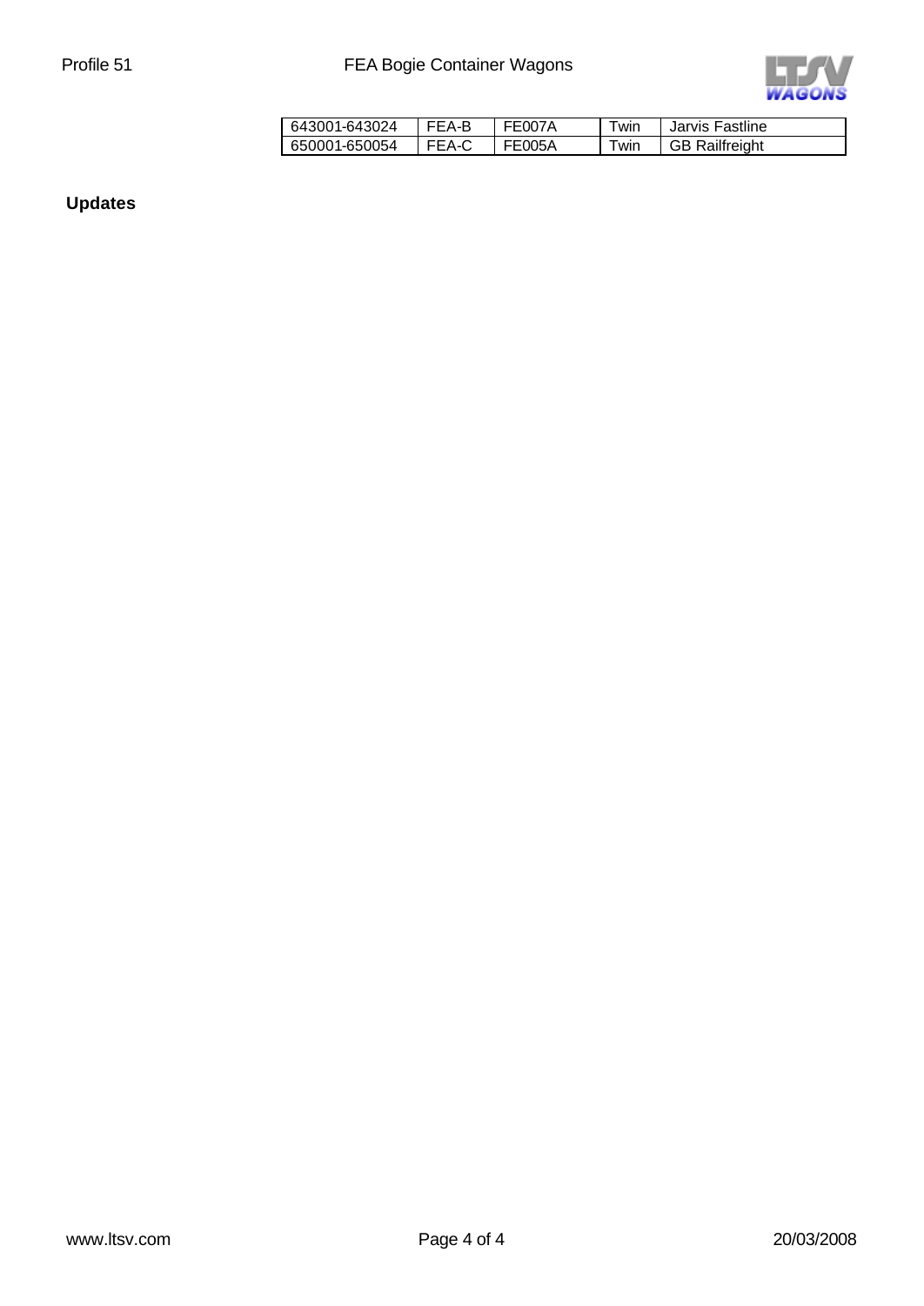| | | | | |
|---|---|---|---|---|
| 643001-643024 | FEA-B | FE007A | Twin | Jarvis Fastline |
| 650001-650054 | FEA-C | FE005A | Twin | GB Railfreight |

**Updates**